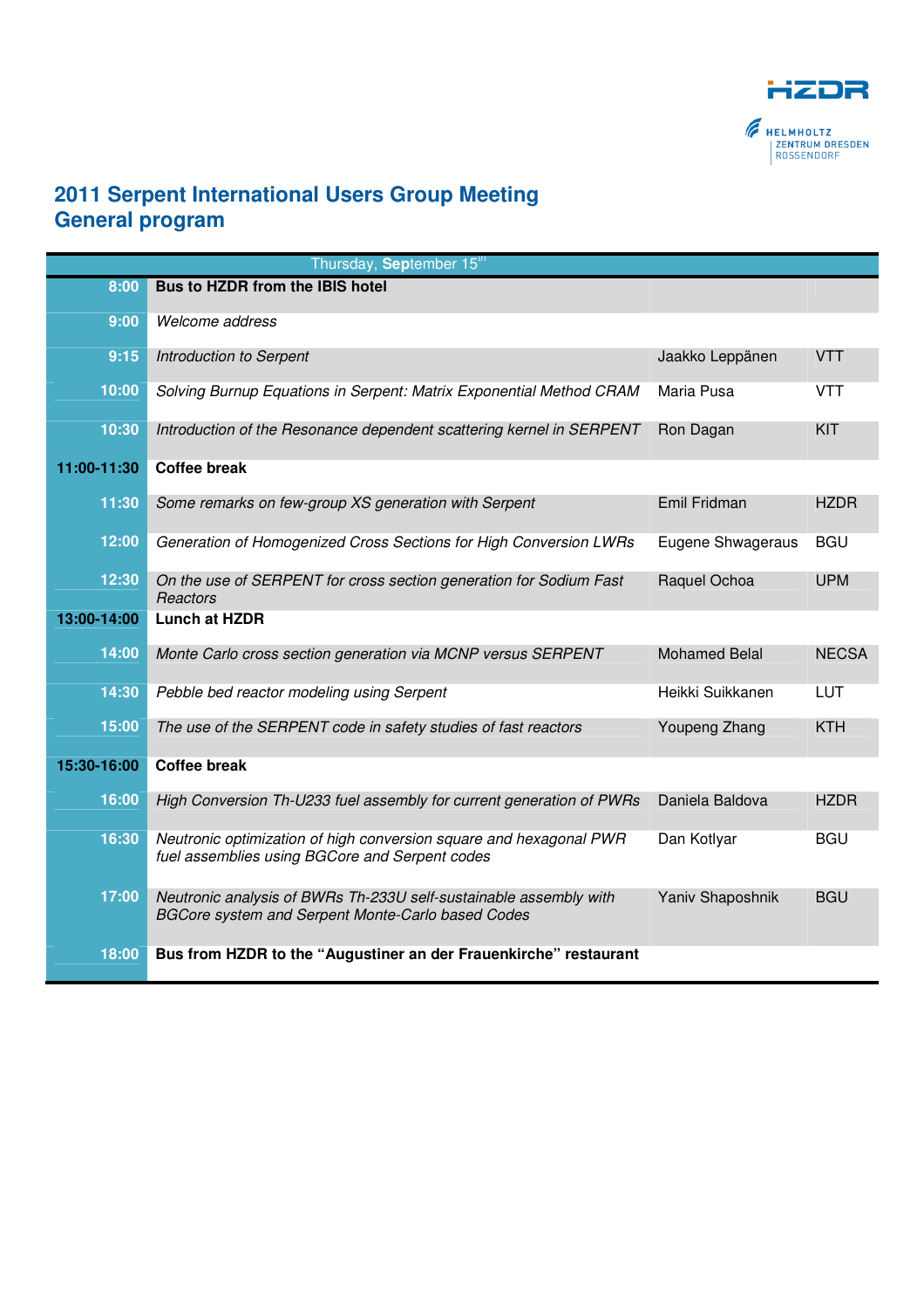HZDR

HELMHOLTZ ZENTRUM DRESDEN ROSSENDORF

# 2011 Serpent International Users Group Meeting
# General program

| Thursday, September 15th | | | |
|---|---|---|---|
| 8:00 | **Bus to HZDR from the IBIS hotel** | | |
| 9:00 | *Welcome address* | | |
| 9:15 | *Introduction to Serpent* | Jaakko Leppänen | VTT |
| 10:00 | *Solving Burnup Equations in Serpent: Matrix Exponential Method CRAM* | Maria Pusa | VTT |
| 10:30 | *Introduction of the Resonance dependent scattering kernel in SERPENT* | Ron Dagan | KIT |
| 11:00-11:30 | **Coffee break** | | |
| 11:30 | *Some remarks on few-group XS generation with Serpent* | Emil Fridman | HZDR |
| 12:00 | *Generation of Homogenized Cross Sections for High Conversion LWRs* | Eugene Shwageraus | BGU |
| 12:30 | *On the use of SERPENT for cross section generation for Sodium Fast Reactors* | Raquel Ochoa | UPM |
| 13:00-14:00 | **Lunch at HZDR** | | |
| 14:00 | *Monte Carlo cross section generation via MCNP versus SERPENT* | Mohamed Belal | NECSA |
| 14:30 | *Pebble bed reactor modeling using Serpent* | Heikki Suikkanen | LUT |
| 15:00 | *The use of the SERPENT code in safety studies of fast reactors* | Youpeng Zhang | KTH |
| 15:30-16:00 | **Coffee break** | | |
| 16:00 | *High Conversion Th-U233 fuel assembly for current generation of PWRs* | Daniela Baldova | HZDR |
| 16:30 | *Neutronic optimization of high conversion square and hexagonal PWR fuel assemblies using BGCore and Serpent codes* | Dan Kotlyar | BGU |
| 17:00 | *Neutronic analysis of BWRs Th-233U self-sustainable assembly with BGCore system and Serpent Monte-Carlo based Codes* | Yaniv Shaposhnik | BGU |
| 18:00 | **Bus from HZDR to the "Augustiner an der Frauenkirche" restaurant** | | |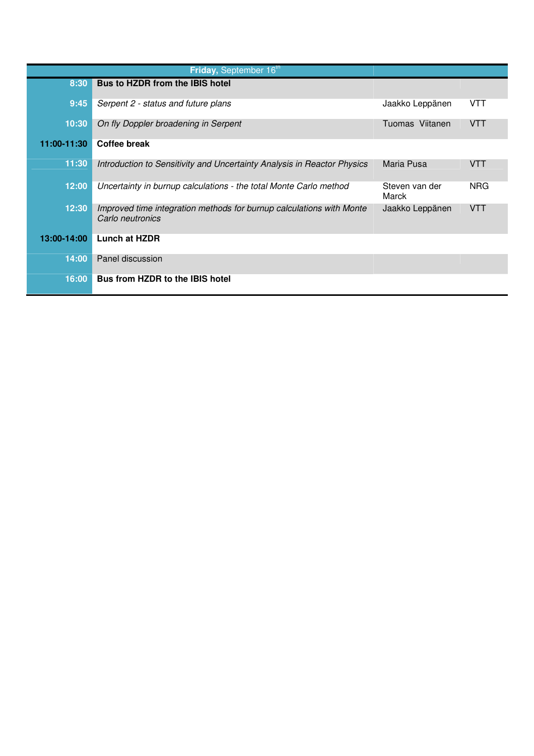| **Friday,** September 16th | | | |
|---|---|---|---|
| 8:30 | **Bus to HZDR from the IBIS hotel** | | |
| 9:45 | *Serpent 2 - status and future plans* | Jaakko Leppänen | VTT |
| 10:30 | *On fly Doppler broadening in Serpent* | Tuomas Viitanen | VTT |
| 11:00-11:30 | **Coffee break** | | |
| 11:30 | *Introduction to Sensitivity and Uncertainty Analysis in Reactor Physics* | Maria Pusa | VTT |
| 12:00 | *Uncertainty in burnup calculations - the total Monte Carlo method* | Steven van der Marck | NRG |
| 12:30 | *Improved time integration methods for burnup calculations with Monte Carlo neutronics* | Jaakko Leppänen | VTT |
| 13:00-14:00 | **Lunch at HZDR** | | |
| 14:00 | Panel discussion | | |
| 16:00 | **Bus from HZDR to the IBIS hotel** | | |